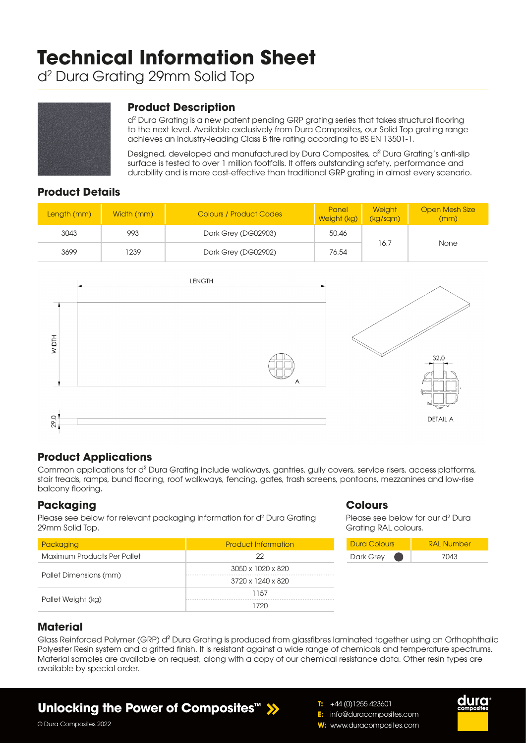# Technical Information Sheet

d² Dura Grating 29mm Solid Top

## Product Description

d² Dura Grating is a new patent pending GRP grating series that takes structural flooring to the next level. Available exclusively from Dura Composites, our Solid Top grating range achieves an industry-leading Class B fire rating according to BS EN 13501-1.

Designed, developed and manufactured by Dura Composites, d² Dura Grating's anti-slip surface is tested to over 1 million footfalls. It offers outstanding safety, performance and durability and is more cost-effective than traditional GRP grating in almost every scenario.

## Product Details

| Length (mm) | Width (mm) | Colours / Product Codes | Panel Weight (kg) | Weight (kg/sqm) | Open Mesh Size (mm) |
|---|---|---|---|---|---|
| 3043 | 993 | Dark Grey (DG02903) | 50.46 | 16.7 | None |
| 3699 | 1239 | Dark Grey (DG02902) | 76.54 | | |

LENGTH

WIDTH

A

32,0

DETAIL A

29.0

## Product Applications

Common applications for d² Dura Grating include walkways, gantries, gully covers, service risers, access platforms, stair treads, ramps, bund flooring, roof walkways, fencing, gates, trash screens, pontoons, mezzanines and low-rise balcony flooring.

## Packaging

Please see below for relevant packaging information for d² Dura Grating 29mm Solid Top.

| Packaging | Product Information |
|---|---|
| Maximum Products Per Pallet | 22 |
| Pallet Dimensions (mm) | 3050 x 1020 x 820 |
| | 3720 x 1240 x 820 |
| Pallet Weight (kg) | 1157 |
| | 1720 |

## Colours

Please see below for our d² Dura Grating RAL colours.

| Dura Colours | RAL Number |
|---|---|
| Dark Grey | 7043 |

## Material

Glass Reinforced Polymer (GRP) d² Dura Grating is produced from glassfibres laminated together using an Orthophthalic Polyester Resin system and a gritted finish. It is resistant against a wide range of chemicals and temperature spectrums. Material samples are available on request, along with a copy of our chemical resistance data. Other resin types are available by special order.

**Unlocking the Power of Composites™**

© Dura Composites 2022

T: +44 (0)1255 423601
E: info@duracomposites.com
W: www.duracomposites.com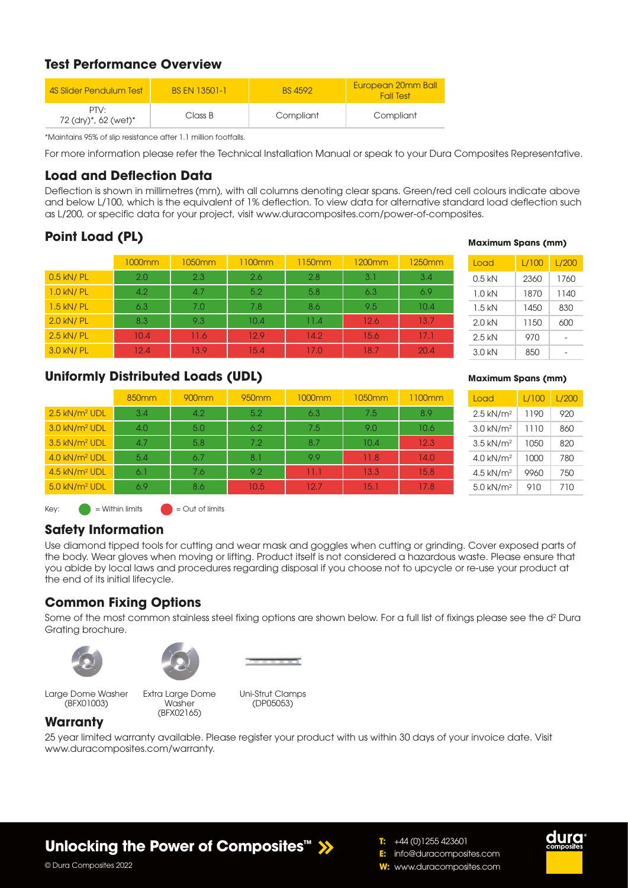## Test Performance Overview

| 4S Slider Pendulum Test | BS EN 13501-1 | BS 4592 | European 20mm Ball Fall Test |
|---|---|---|---|
| PTV: 72 (dry)*, 62 (wet)* | Class B | Compliant | Compliant |

*Maintains 95% of slip resistance after 1.1 million footfalls.

For more information please refer the Technical Installation Manual or speak to your Dura Composites Representative.

## Load and Deflection Data

Deflection is shown in millimetres (mm), with all columns denoting clear spans. Green/red cell colours indicate above and below L/100, which is the equivalent of 1% deflection. To view data for alternative standard load deflection such as L/200, or specific data for your project, visit www.duracomposites.com/power-of-composites.

### Point Load (PL)

| | 1000mm | 1050mm | 1100mm | 1150mm | 1200mm | 1250mm |
|---|---|---|---|---|---|---|
| 0.5 kN/ PL | 2.0 | 2.3 | 2.6 | 2.8 | 3.1 | 3.4 |
| 1.0 kN/ PL | 4.2 | 4.7 | 5.2 | 5.8 | 6.3 | 6.9 |
| 1.5 kN/ PL | 6.3 | 7.0 | 7.8 | 8.6 | 9.5 | 10.4 |
| 2.0 kN/ PL | 8.3 | 9.3 | 10.4 | 11.4 | 12.6 | 13.7 |
| 2.5 kN/ PL | 10.4 | 11.6 | 12.9 | 14.2 | 15.6 | 17.1 |
| 3.0 kN/ PL | 12.4 | 13.9 | 15.4 | 17.0 | 18.7 | 20.4 |

**Maximum Spans (mm)**

| Load | L/100 | L/200 |
|---|---|---|
| 0.5 kN | 2360 | 1760 |
| 1.0 kN | 1870 | 1140 |
| 1.5 kN | 1450 | 830 |
| 2.0 kN | 1150 | 600 |
| 2.5 kN | 970 | - |
| 3.0 kN | 850 | - |

### Uniformly Distributed Loads (UDL)

| | 850mm | 900mm | 950mm | 1000mm | 1050mm | 1100mm |
|---|---|---|---|---|---|---|
| 2.5 kN/m² UDL | 3.4 | 4.2 | 5.2 | 6.3 | 7.5 | 8.9 |
| 3.0 kN/m² UDL | 4.0 | 5.0 | 6.2 | 7.5 | 9.0 | 10.6 |
| 3.5 kN/m² UDL | 4.7 | 5.8 | 7.2 | 8.7 | 10.4 | 12.3 |
| 4.0 kN/m² UDL | 5.4 | 6.7 | 8.1 | 9.9 | 11.8 | 14.0 |
| 4.5 kN/m² UDL | 6.1 | 7.6 | 9.2 | 11.1 | 13.3 | 15.8 |
| 5.0 kN/m² UDL | 6.9 | 8.6 | 10.5 | 12.7 | 15.1 | 17.8 |

**Maximum Spans (mm)**

| Load | L/100 | L/200 |
|---|---|---|
| 2.5 kN/m² | 1190 | 920 |
| 3.0 kN/m² | 1110 | 860 |
| 3.5 kN/m² | 1050 | 820 |
| 4.0 kN/m² | 1000 | 780 |
| 4.5 kN/m² | 9960 | 750 |
| 5.0 kN/m² | 910 | 710 |

Key: = Within limits = Out of limits

## Safety Information

Use diamond tipped tools for cutting and wear mask and goggles when cutting or grinding. Cover exposed parts of the body. Wear gloves when moving or lifting. Product itself is not considered a hazardous waste. Please ensure that you abide by local laws and procedures regarding disposal if you choose not to upcycle or re-use your product at the end of its initial lifecycle.

## Common Fixing Options

Some of the most common stainless steel fixing options are shown below. For a full list of fixings please see the d² Dura Grating brochure.

Large Dome Washer (BFX01003)

Extra Large Dome Washer (BFX02165)

Uni-Strut Clamps (DP05053)

## Warranty

25 year limited warranty available. Please register your product with us within 30 days of your invoice date. Visit www.duracomposites.com/warranty.

**Unlocking the Power of Composites™**

© Dura Composites 2022

**T:** +44 (0)1255 423601
**E:** info@duracomposites.com
**W:** www.duracomposites.com